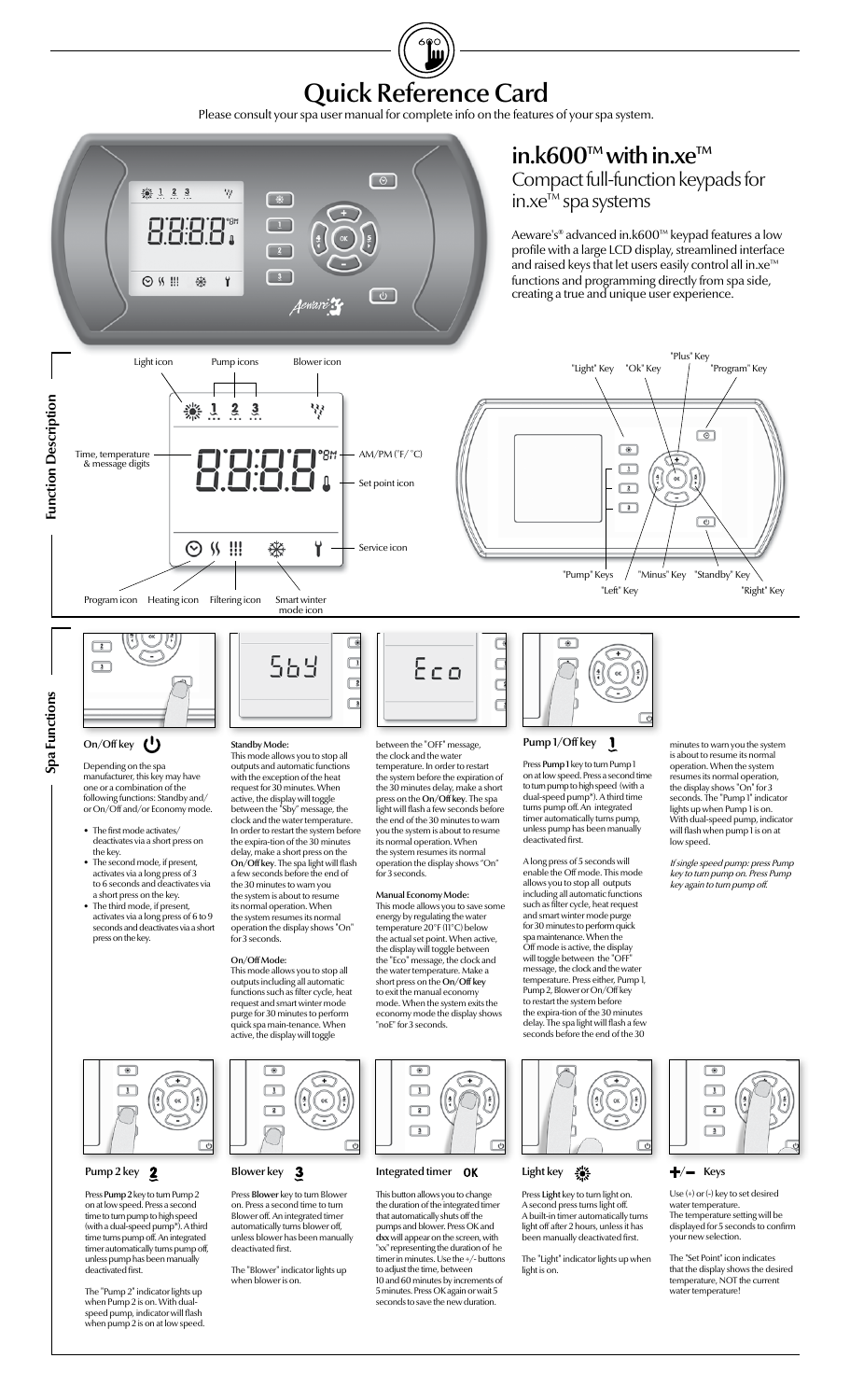# Quick Reference Card

Please consult your spa user manual for complete info on the features of your spa system.

## in.k600™ with in.xe™

Compact full-function keypads for in.xe™ spa systems

Aeware's® advanced in.k600™ keypad features a low profile with a large LCD display, streamlined interface and raised keys that let users easily control all in.xe™ functions and programming directly from spa side, creating a true and unique user experience.

## Function Description

Light icon, Pump icons, Blower icon, Time, temperature & message digits, AM/PM (°F/ °C), Set point icon, Service icon, Program icon, Heating icon, Filtering icon, Smart winter mode icon

"Light" Key, "Ok" Key, "Plus" Key, "Program" Key, "Pump" Keys, "Left" Key, "Minus" Key, "Standby" Key, "Right" Key

## Spa Functions

### On/Off key

Depending on the spa manufacturer, this key may have one or a combination of the following functions: Standby and/ or On/Off and/or Economy mode.

- The first mode activates/ deactivates via a short press on the key.
- The second mode, if present, activates via a long press of 3 to 6 seconds and deactivates via a short press on the key.
- The third mode, if present, activates via a long press of 6 to 9 seconds and deactivates via a short press on the key.

**Standby Mode:**
This mode allows you to stop all outputs and automatic functions with the exception of the heat request for 30 minutes. When active, the display will toggle between the "Sby" message, the clock and the water temperature. In order to restart the system before the expira-tion of the 30 minutes delay, make a short press on the **On/Off key**. The spa light will flash a few seconds before the end of the 30 minutes to warn you the system is about to resume its normal operation. When the system resumes its normal operation the display shows "On" for 3 seconds.

**On/Off Mode:**
This mode allows you to stop all outputs including all automatic functions such as filter cycle, heat request and smart winter mode purge for 30 minutes to perform quick spa main-tenance. When active, the display will toggle between the "OFF" message, the clock and the water temperature. In order to restart the system before the expiration of the 30 minutes delay, make a short press on the **On/Off key**. The spa light will flash a few seconds before the end of the 30 minutes to warn you the system is about to resume its normal operation. When the system resumes its normal operation the display shows "On" for 3 seconds.

**Manual Economy Mode:**
This mode allows you to save some energy by regulating the water temperature 20°F (11°C) below the actual set point. When active, the display will toggle between the "Eco" message, the clock and the water temperature. Make a short press on the **On/Off key** to exit the manual economy mode. When the system exits the economy mode the display shows "noE" for 3 seconds.

### Pump 1/Off key

Press **Pump 1** key to turn Pump 1 on at low speed. Press a second time to turn pump to high speed (with a dual-speed pump*). A third time turns pump off. An integrated timer automatically turns pump, unless pump has been manually deactivated first.

A long press of 5 seconds will enable the Off mode. This mode allows you to stop all outputs including all automatic functions such as filter cycle, heat request and smart winter mode purge for 30 minutes to perform quick spa maintenance. When the Off mode is active, the display will toggle between the "OFF" message, the clock and the water temperature. Press either, Pump 1, Pump 2, Blower or On/Off key to restart the system before the expira-tion of the 30 minutes delay. The spa light will flash a few seconds before the end of the 30 minutes to warn you the system is about to resume its normal operation. When the system resumes its normal operation, the display shows "On" for 3 seconds. The "Pump 1" indicator lights up when Pump 1 is on. With dual-speed pump, indicator will flash when pump 1 is on at low speed.

*If single speed pump: press Pump key to turn pump on. Press Pump key again to turn pump off.*

### Pump 2 key

Press **Pump 2** key to turn Pump 2 on at low speed. Press a second time to turn pump to high speed (with a dual-speed pump*). A third time turns pump off. An integrated timer automatically turns pump off, unless pump has been manually deactivated first.

The "Pump 2" indicator lights up when Pump 2 is on. With dual-speed pump, indicator will flash when pump 2 is on at low speed.

### Blower key

Press **Blower** key to turn Blower on. Press a second time to turn Blower off. An integrated timer automatically turns blower off, unless blower has been manually deactivated first.

The "Blower" indicator lights up when blower is on.

### Integrated timer OK

This button allows you to change the duration of the integrated timer that automatically shuts off the pumps and blower. Press OK and **dxx** will appear on the screen, with "xx" representing the duration of he timer in minutes. Use the +/- buttons to adjust the time, between 10 and 60 minutes by increments of 5 minutes. Press OK again or wait 5 seconds to save the new duration.

### Light key

Press **Light** key to turn light on. A second press turns light off. A built-in timer automatically turns light off after 2 hours, unless it has been manually deactivated first.

The "Light" indicator lights up when light is on.

### +/– Keys

Use (+) or (-) key to set desired water temperature. The temperature setting will be displayed for 5 seconds to confirm your new selection.

The "Set Point" icon indicates that the display shows the desired temperature, NOT the current water temperature!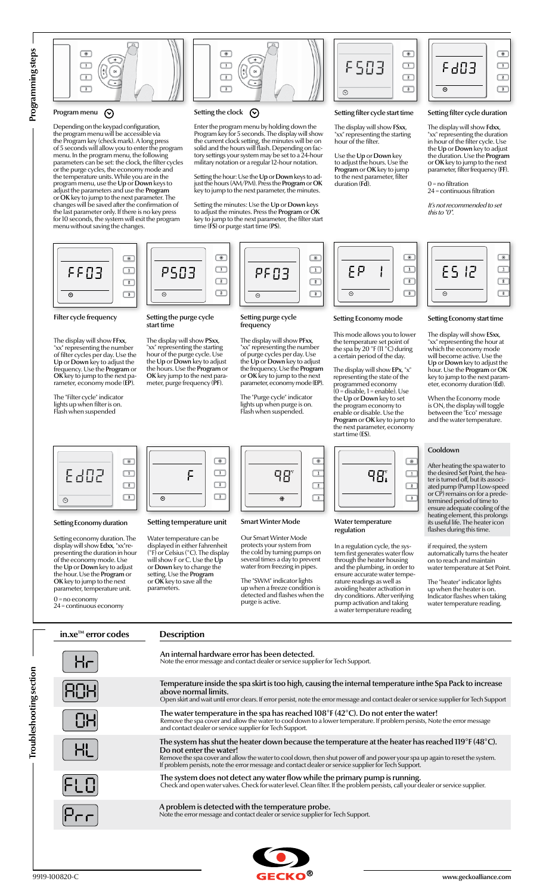# Programming steps

### Program menu

Depending on the keypad configuration, the program menu will be accessible via the Program key (check mark). A long press of 5 seconds will allow you to enter the program menu. In the program menu, the following parameters can be set: the clock, the filter cycles or the purge cycles, the economy mode and the temperature units. While you are in the program menu, use the **Up** or **Down** keys to adjust the parameters and use the **Program** or **OK** key to jump to the next parameter. The changes will be saved after the confirmation of the last parameter only. If there is no key press for 10 seconds, the system will exit the program menu without saving the changes.

### Setting the clock

Enter the program menu by holding down the Program key for 5 seconds. The display will show the current clock setting, the minutes will be on solid and the hours will flash. Depending on factory settings your system may be set to a 24-hour military notation or a regular 12-hour notation.

Setting the hour: Use the **Up** or **Down** keys to adjust the hours (AM/PM). Press the **Program** or **OK** key to jump to the next parameter, the minutes.

Setting the minutes: Use the **Up** or **Down** keys to adjust the minutes. Press the **Program** or **OK** key to jump to the next parameter, the filter start time (**FS**) or purge start time (**PS**).

### Setting filter cycle start time

FS03

The display will show **FSxx**, "xx" representing the starting hour of the filter.

Use the **Up** or **Down** key to adjust the hours. Use the **Program** or **OK** key to jump to the next parameter, filter duration (**Fd**).

### Setting filter cycle duration

Fd03

The display will show **Fdxx**, "xx" representing the duration in hour of the filter cycle. Use the **Up** or **Down** key to adjust the duration. Use the **Program** or **OK** key to jump to the next parameter, filter frequency (**FF**).

0 = no filtration
24 = continuous filtration

*It's not recommended to set this to "0".*

### Filter cycle frequency

FF03

The display will show **FFxx**, "xx" representing the number of filter cycles per day. Use the **Up** or **Down** key to adjust the frequency. Use the **Program** or **OK** key to jump to the next parameter, economy mode (**EP**).

The "Filter cycle" indicator lights up when filter is on. Flash when suspended

### Setting the purge cycle start time

PS03

The display will show **PSxx**, "xx" representing the starting hour of the purge cycle. Use the **Up** or **Down** key to adjust the hours. Use the **Program** or **OK** key jump to the next parameter, purge frequency (**PF**).

### Setting purge cycle frequency

PF03

The display will show **PFxx**, "xx" representing the number of purge cycles per day. Use the **Up** or **Down** key to adjust the frequency. Use the **Program** or **OK** key to jump to the next parameter, economy mode (**EP**).

The "Purge cycle" indicator lights up when purge is on. Flash when suspended.

### Setting Economy mode

EP 1

This mode allows you to lower the temperature set point of the spa by 20 °F (11 °C) during a certain period of the day.

The display will show **EPx**, "x" representing the state of the programmed economy (0 = disable, 1 = enable). Use the **Up** or **Down** key to set the program economy to enable or disable. Use the **Program** or **OK** key to jump to the next parameter, economy start time (**ES**).

### Setting Economy start time

ES 12

The display will show **ESxx**, "xx" representing the hour at which the economy mode will become active. Use the **Up** or **Down** key to adjust the hour. Use the **Program** or **OK** key to jump to the next parameter, economy duration (**Ed**).

When the Economy mode is ON, the display will toggle between the "Eco" message and the water temperature.

### Setting Economy duration

Ed02

Setting economy duration. The display will show **Edxx**, "xx" representing the duration in hour of the economy mode. Use the **Up** or **Down** key to adjust the hour. Use the **Program** or **OK** key to jump to the next parameter, temperature unit.

0 = no economy
24 = continuous economy

### Setting temperature unit

F

Water temperature can be displayed in either Fahrenheit (°F) or Celsius (°C). The display will show F or C. Use the **Up** or **Down** key to change the setting. Use the **Program** or **OK** key to save all the parameters.

### Smart Winter Mode

98°F

Our Smart Winter Mode protects your system from the cold by turning pumps on several times a day to prevent water from freezing in pipes.

The "SWM" indicator lights up when a freeze condition is detected and flashes when the purge is active.

### Water temperature regulation

98°F

In a regulation cycle, the system first generates water flow through the heater housing and the plumbing, in order to ensure accurate water temperature readings as well as avoiding heater activation in dry conditions. After verifying pump activation and taking a water temperature reading

### Cooldown

After heating the spa water to the desired Set Point, the heater is turned off, but its associated pump (Pump 1 Low-speed or CP) remains on for a predetermined period of time to ensure adequate cooling of the heating element, this prolongs its useful life. The heater icon flashes during this time.

if required, the system automatically turns the heater on to reach and maintain water temperature at Set Point.

The "heater" indicator lights up when the heater is on. Indicator flashes when taking water temperature reading.

# Troubleshooting section

| in.xe™ error codes | Description |
|---|---|
| HR | **An internal hardware error has been detected.** Note the error message and contact dealer or service supplier for Tech Support. |
| AOH | **Temperature inside the spa skirt is too high, causing the internal temperature inthe Spa Pack to increase above normal limits.** Open skirt and wait until error clears. If error persist, note the error message and contact dealer or service supplier for Tech Support |
| OH | **The water temperature in the spa has reached 108°F (42°C). Do not enter the water!** Remove the spa cover and allow the water to cool down to a lower temperature. If problem persists, Note the error message and contact dealer or service supplier for Tech Support. |
| HL | **The system has shut the heater down because the temperature at the heater has reached 119°F (48°C). Do not enter the water!** Remove the spa cover and allow the water to cool down, then shut power off and power your spa up again to reset the system. If problem persists, note the error message and contact dealer or service supplier for Tech Support. |
| FLO | **The system does not detect any water flow while the primary pump is running.** Check and open water valves. Check for water level. Clean filter. If the problem persists, call your dealer or service supplier. |
| Prr | **A problem is detected with the temperature probe.** Note the error message and contact dealer or service supplier for Tech Support. |

9919-100820-C

GECKO®

www.geckoalliance.com